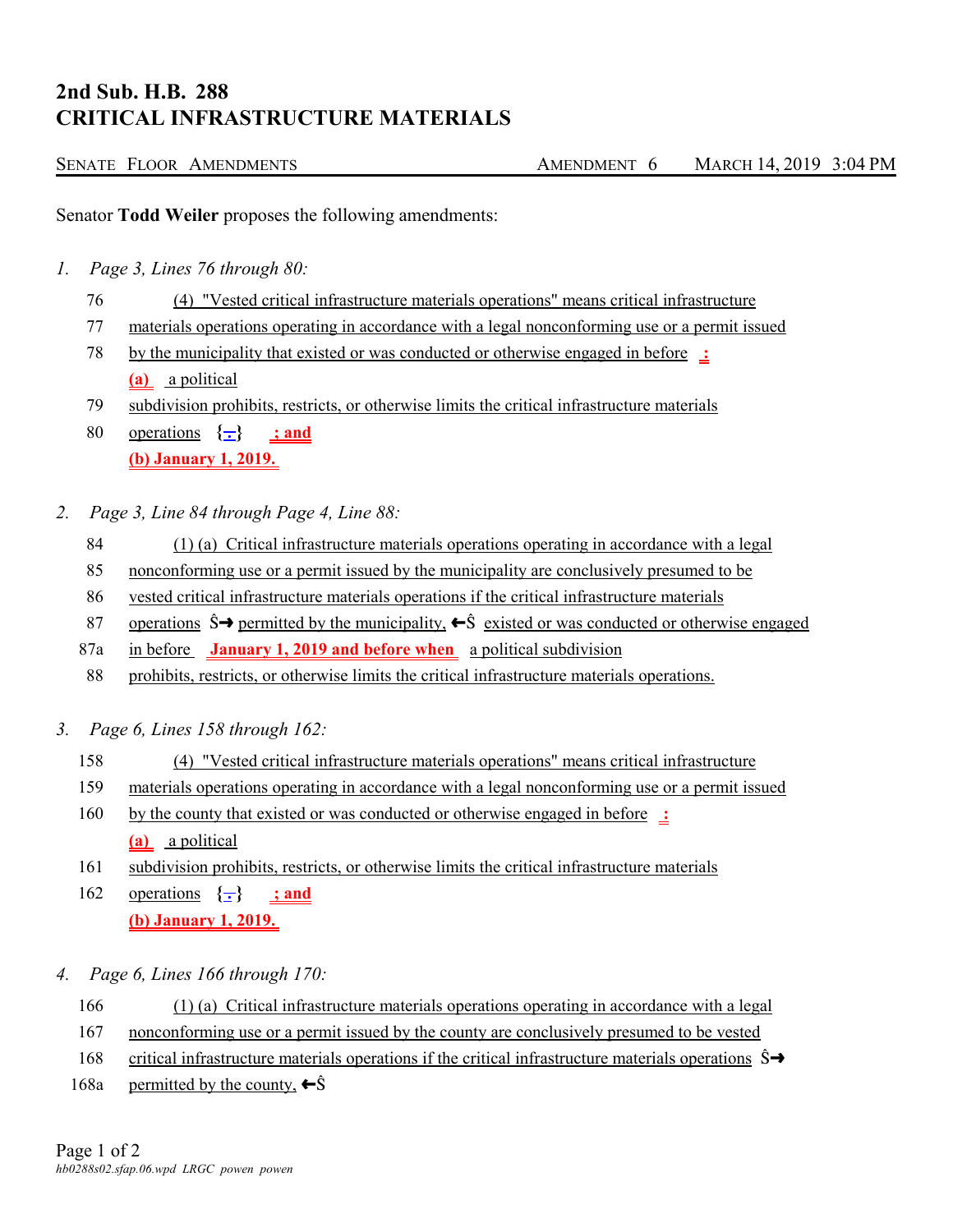# 2nd Sub. H.B. 288
# CRITICAL INFRASTRUCTURE MATERIALS

SENATE FLOOR AMENDMENTS — AMENDMENT 6 — MARCH 14, 2019 3:04 PM

Senator **Todd Weiler** proposes the following amendments:

1. *Page 3, Lines 76 through 80:*

76 (4) "Vested critical infrastructure materials operations" means critical infrastructure
77 materials operations operating in accordance with a legal nonconforming use or a permit issued
78 by the municipality that existed or was conducted or otherwise engaged in before **:**
**(a)** a political
79 subdivision prohibits, restricts, or otherwise limits the critical infrastructure materials
80 operations {.} **; and**
**(b) January 1, 2019.**

2. *Page 3, Line 84 through Page 4, Line 88:*

84 (1) (a) Critical infrastructure materials operations operating in accordance with a legal
85 nonconforming use or a permit issued by the municipality are conclusively presumed to be
86 vested critical infrastructure materials operations if the critical infrastructure materials
87 operations Ŝ→ permitted by the municipality, ←Ŝ existed or was conducted or otherwise engaged
87a in before **January 1, 2019 and before when** a political subdivision
88 prohibits, restricts, or otherwise limits the critical infrastructure materials operations.

3. *Page 6, Lines 158 through 162:*

158 (4) "Vested critical infrastructure materials operations" means critical infrastructure
159 materials operations operating in accordance with a legal nonconforming use or a permit issued
160 by the county that existed or was conducted or otherwise engaged in before **:**
**(a)** a political
161 subdivision prohibits, restricts, or otherwise limits the critical infrastructure materials
162 operations {.} **; and**
**(b) January 1, 2019.**

4. *Page 6, Lines 166 through 170:*

166 (1) (a) Critical infrastructure materials operations operating in accordance with a legal
167 nonconforming use or a permit issued by the county are conclusively presumed to be vested
168 critical infrastructure materials operations if the critical infrastructure materials operations Ŝ→
168a permitted by the county, ←Ŝ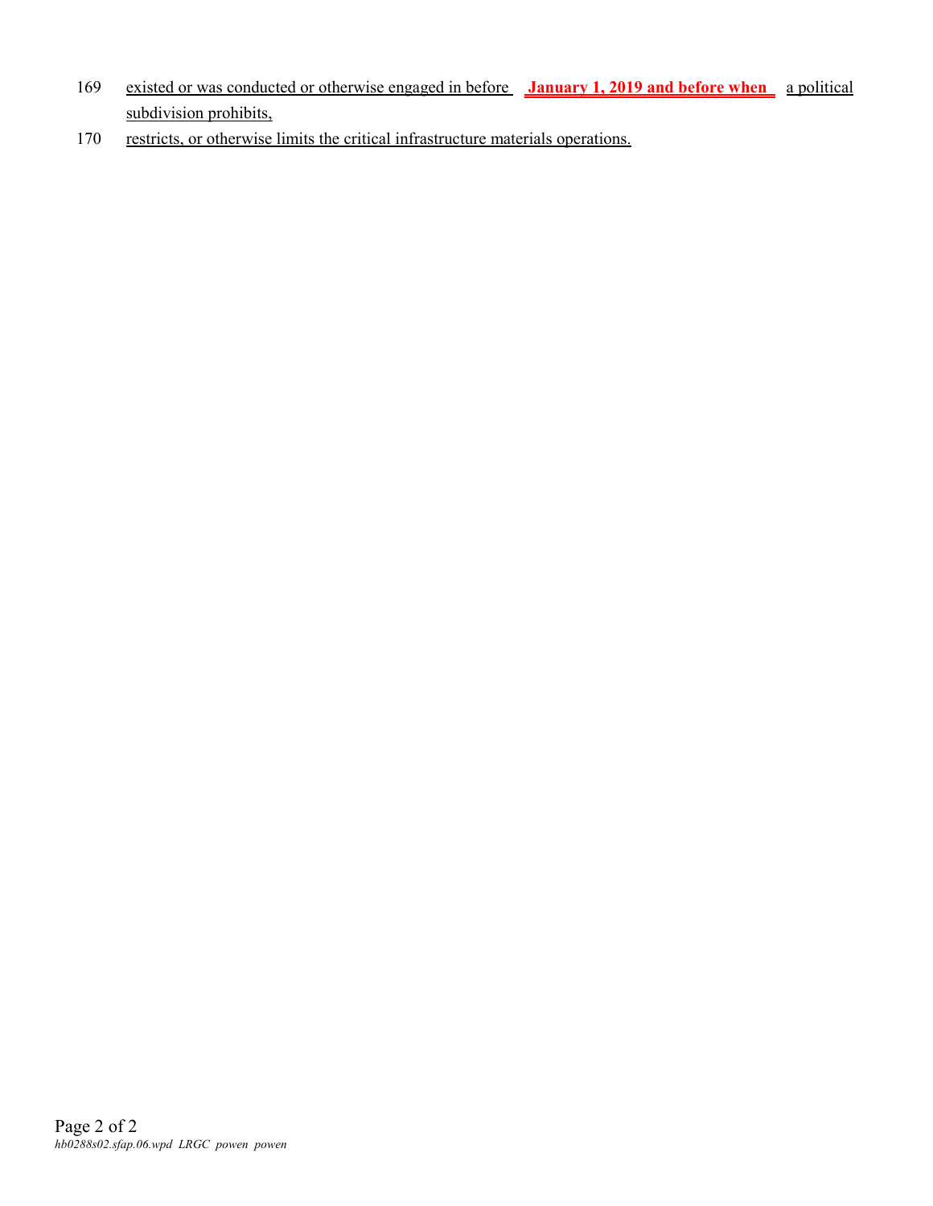169 existed or was conducted or otherwise engaged in before **January 1, 2019 and before when** a political subdivision prohibits,

170 restricts, or otherwise limits the critical infrastructure materials operations.

*hb0288s02.sfap.06.wpd LRGC powen powen*